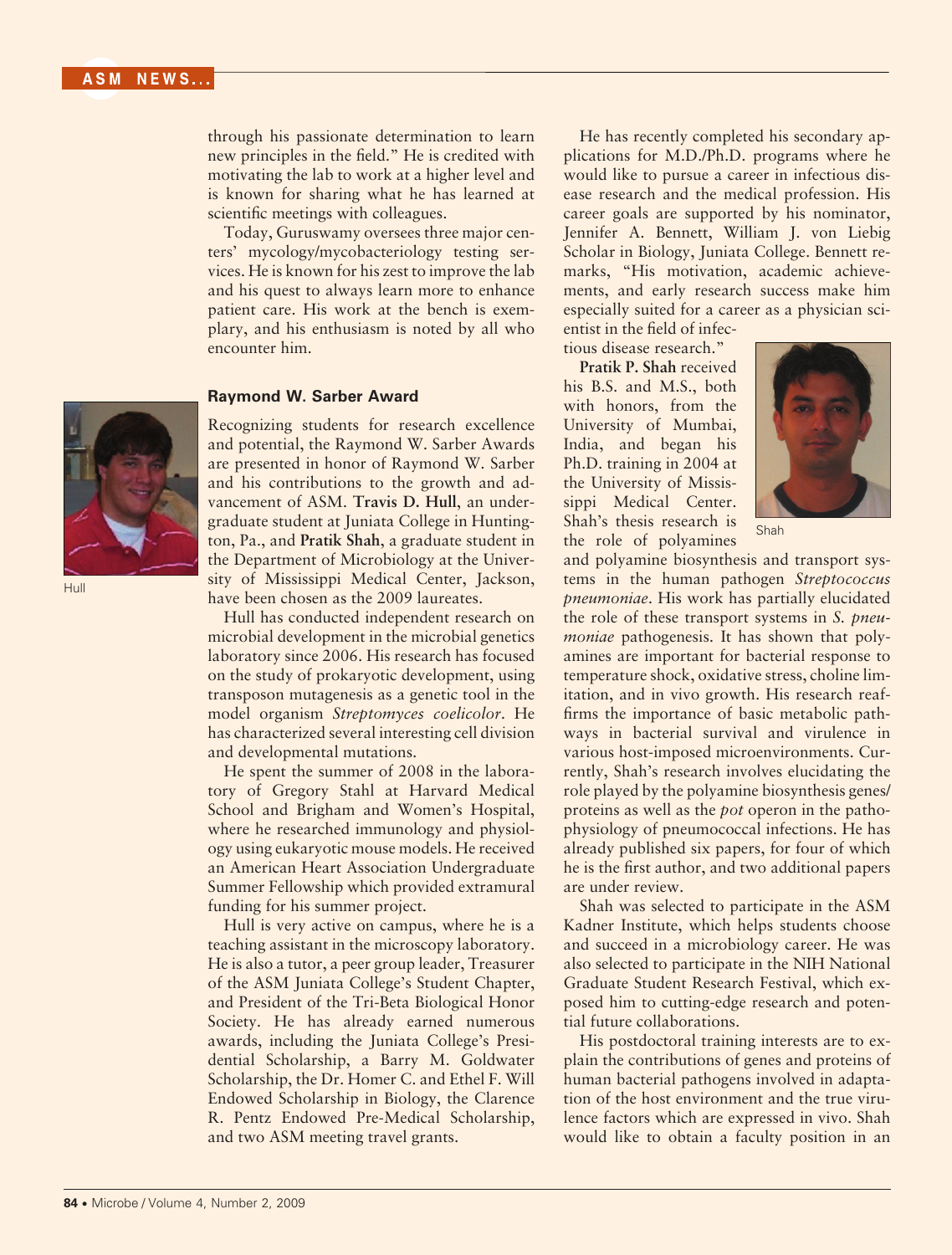through his passionate determination to learn new principles in the field." He is credited with motivating the lab to work at a higher level and is known for sharing what he has learned at scientific meetings with colleagues.

Today, Guruswamy oversees three major centers' mycology/mycobacteriology testing services. He is known for his zest to improve the lab and his quest to always learn more to enhance patient care. His work at the bench is exemplary, and his enthusiasm is noted by all who encounter him.

### Raymond W. Sarber Award

Hull

Recognizing students for research excellence and potential, the Raymond W. Sarber Awards are presented in honor of Raymond W. Sarber and his contributions to the growth and advancement of ASM. **Travis D. Hull**, an undergraduate student at Juniata College in Huntington, Pa., and **Pratik Shah**, a graduate student in the Department of Microbiology at the University of Mississippi Medical Center, Jackson, have been chosen as the 2009 laureates.

Hull has conducted independent research on microbial development in the microbial genetics laboratory since 2006. His research has focused on the study of prokaryotic development, using transposon mutagenesis as a genetic tool in the model organism *Streptomyces coelicolor*. He has characterized several interesting cell division and developmental mutations.

He spent the summer of 2008 in the laboratory of Gregory Stahl at Harvard Medical School and Brigham and Women's Hospital, where he researched immunology and physiology using eukaryotic mouse models. He received an American Heart Association Undergraduate Summer Fellowship which provided extramural funding for his summer project.

Hull is very active on campus, where he is a teaching assistant in the microscopy laboratory. He is also a tutor, a peer group leader, Treasurer of the ASM Juniata College's Student Chapter, and President of the Tri-Beta Biological Honor Society. He has already earned numerous awards, including the Juniata College's Presidential Scholarship, a Barry M. Goldwater Scholarship, the Dr. Homer C. and Ethel F. Will Endowed Scholarship in Biology, the Clarence R. Pentz Endowed Pre-Medical Scholarship, and two ASM meeting travel grants.

He has recently completed his secondary applications for M.D./Ph.D. programs where he would like to pursue a career in infectious disease research and the medical profession. His career goals are supported by his nominator, Jennifer A. Bennett, William J. von Liebig Scholar in Biology, Juniata College. Bennett remarks, "His motivation, academic achievements, and early research success make him especially suited for a career as a physician scientist in the field of infectious disease research."

Shah

**Pratik P. Shah** received his B.S. and M.S., both with honors, from the University of Mumbai, India, and began his Ph.D. training in 2004 at the University of Mississippi Medical Center. Shah's thesis research is the role of polyamines and polyamine biosynthesis and transport systems in the human pathogen *Streptococcus pneumoniae*. His work has partially elucidated the role of these transport systems in *S. pneumoniae* pathogenesis. It has shown that polyamines are important for bacterial response to temperature shock, oxidative stress, choline limitation, and in vivo growth. His research reaffirms the importance of basic metabolic pathways in bacterial survival and virulence in various host-imposed microenvironments. Currently, Shah's research involves elucidating the role played by the polyamine biosynthesis genes/proteins as well as the *pot* operon in the pathophysiology of pneumococcal infections. He has already published six papers, for four of which he is the first author, and two additional papers are under review.

Shah was selected to participate in the ASM Kadner Institute, which helps students choose and succeed in a microbiology career. He was also selected to participate in the NIH National Graduate Student Research Festival, which exposed him to cutting-edge research and potential future collaborations.

His postdoctoral training interests are to explain the contributions of genes and proteins of human bacterial pathogens involved in adaptation of the host environment and the true virulence factors which are expressed in vivo. Shah would like to obtain a faculty position in an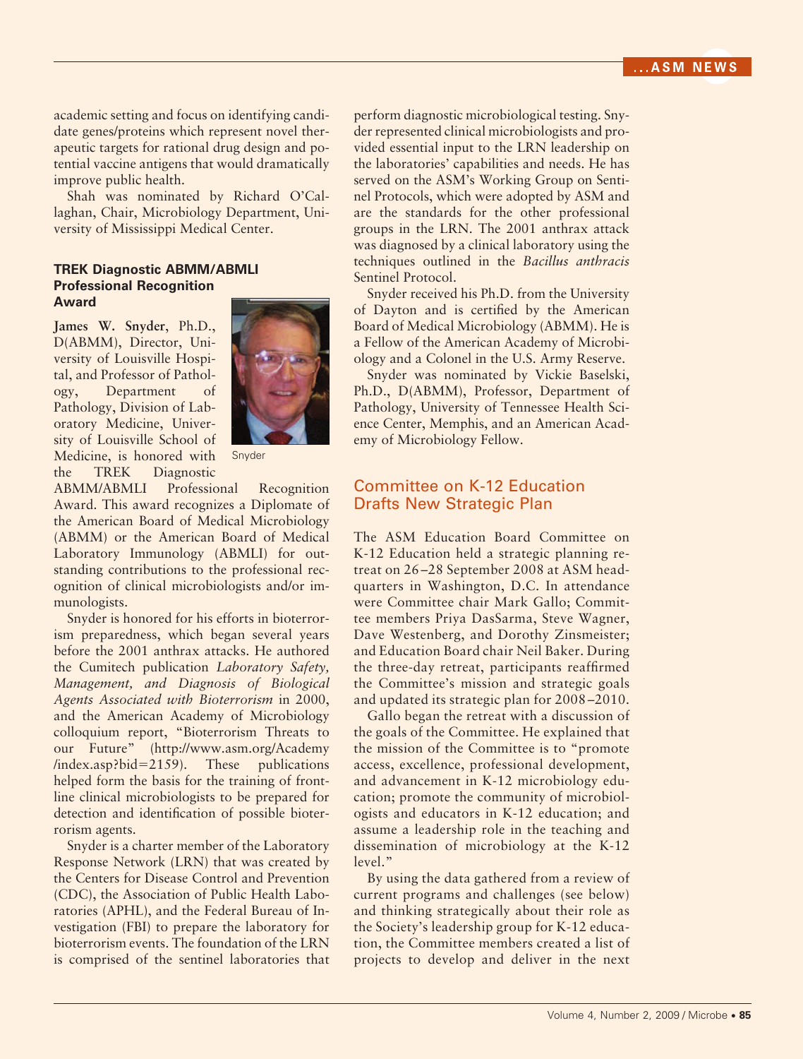academic setting and focus on identifying candidate genes/proteins which represent novel therapeutic targets for rational drug design and potential vaccine antigens that would dramatically improve public health.

Shah was nominated by Richard O'Callaghan, Chair, Microbiology Department, University of Mississippi Medical Center.

### TREK Diagnostic ABMM/ABMLI Professional Recognition Award

Snyder

**James W. Snyder**, Ph.D., D(ABMM), Director, University of Louisville Hospital, and Professor of Pathology, Department of Pathology, Division of Laboratory Medicine, University of Louisville School of Medicine, is honored with the TREK Diagnostic ABMM/ABMLI Professional Recognition Award. This award recognizes a Diplomate of the American Board of Medical Microbiology (ABMM) or the American Board of Medical Laboratory Immunology (ABMLI) for outstanding contributions to the professional recognition of clinical microbiologists and/or immunologists.

Snyder is honored for his efforts in bioterrorism preparedness, which began several years before the 2001 anthrax attacks. He authored the Cumitech publication *Laboratory Safety, Management, and Diagnosis of Biological Agents Associated with Bioterrorism* in 2000, and the American Academy of Microbiology colloquium report, "Bioterrorism Threats to our Future" (http://www.asm.org/Academy/index.asp?bid=2159). These publications helped form the basis for the training of frontline clinical microbiologists to be prepared for detection and identification of possible bioterrorism agents.

Snyder is a charter member of the Laboratory Response Network (LRN) that was created by the Centers for Disease Control and Prevention (CDC), the Association of Public Health Laboratories (APHL), and the Federal Bureau of Investigation (FBI) to prepare the laboratory for bioterrorism events. The foundation of the LRN is comprised of the sentinel laboratories that perform diagnostic microbiological testing. Snyder represented clinical microbiologists and provided essential input to the LRN leadership on the laboratories' capabilities and needs. He has served on the ASM's Working Group on Sentinel Protocols, which were adopted by ASM and are the standards for the other professional groups in the LRN. The 2001 anthrax attack was diagnosed by a clinical laboratory using the techniques outlined in the *Bacillus anthracis* Sentinel Protocol.

Snyder received his Ph.D. from the University of Dayton and is certified by the American Board of Medical Microbiology (ABMM). He is a Fellow of the American Academy of Microbiology and a Colonel in the U.S. Army Reserve.

Snyder was nominated by Vickie Baselski, Ph.D., D(ABMM), Professor, Department of Pathology, University of Tennessee Health Science Center, Memphis, and an American Academy of Microbiology Fellow.

## Committee on K-12 Education Drafts New Strategic Plan

The ASM Education Board Committee on K-12 Education held a strategic planning retreat on 26–28 September 2008 at ASM headquarters in Washington, D.C. In attendance were Committee chair Mark Gallo; Committee members Priya DasSarma, Steve Wagner, Dave Westenberg, and Dorothy Zinsmeister; and Education Board chair Neil Baker. During the three-day retreat, participants reaffirmed the Committee's mission and strategic goals and updated its strategic plan for 2008–2010.

Gallo began the retreat with a discussion of the goals of the Committee. He explained that the mission of the Committee is to "promote access, excellence, professional development, and advancement in K-12 microbiology education; promote the community of microbiologists and educators in K-12 education; and assume a leadership role in the teaching and dissemination of microbiology at the K-12 level."

By using the data gathered from a review of current programs and challenges (see below) and thinking strategically about their role as the Society's leadership group for K-12 education, the Committee members created a list of projects to develop and deliver in the next